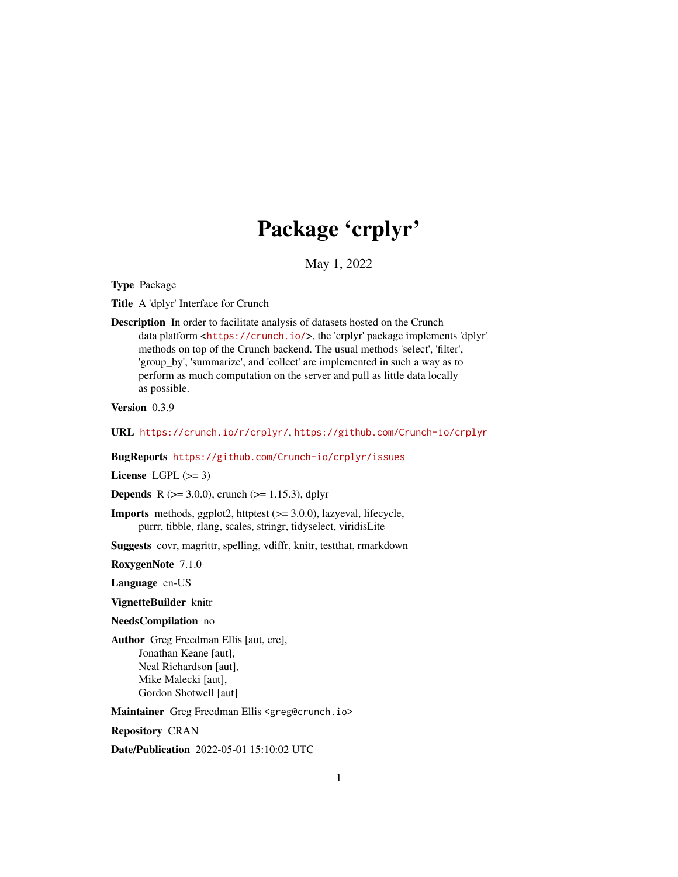# Package 'crplyr'

May 1, 2022

**Type** Package

**Title** A 'dplyr' Interface for Crunch

**Description** In order to facilitate analysis of datasets hosted on the Crunch data platform <https://crunch.io/>, the 'crplyr' package implements 'dplyr' methods on top of the Crunch backend. The usual methods 'select', 'filter', 'group_by', 'summarize', and 'collect' are implemented in such a way as to perform as much computation on the server and pull as little data locally as possible.

**Version** 0.3.9

**URL** https://crunch.io/r/crplyr/, https://github.com/Crunch-io/crplyr

**BugReports** https://github.com/Crunch-io/crplyr/issues

**License** LGPL (>= 3)

**Depends** R (>= 3.0.0), crunch (>= 1.15.3), dplyr

**Imports** methods, ggplot2, httptest (>= 3.0.0), lazyeval, lifecycle, purrr, tibble, rlang, scales, stringr, tidyselect, viridisLite

**Suggests** covr, magrittr, spelling, vdiffr, knitr, testthat, rmarkdown

**RoxygenNote** 7.1.0

**Language** en-US

**VignetteBuilder** knitr

**NeedsCompilation** no

**Author** Greg Freedman Ellis [aut, cre], Jonathan Keane [aut], Neal Richardson [aut], Mike Malecki [aut], Gordon Shotwell [aut]

**Maintainer** Greg Freedman Ellis <greg@crunch.io>

**Repository** CRAN

**Date/Publication** 2022-05-01 15:10:02 UTC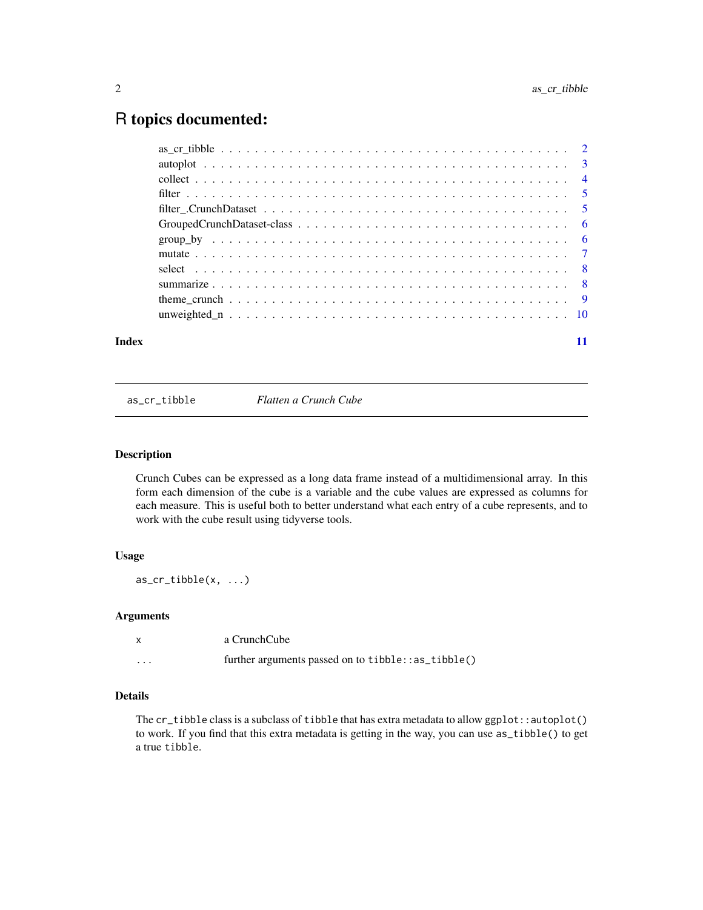# R topics documented:

| | |
|---|---|
| as_cr_tibble | 2 |
| autoplot | 3 |
| collect | 4 |
| filter | 5 |
| filter_.CrunchDataset | 5 |
| GroupedCrunchDataset-class | 6 |
| group_by | 6 |
| mutate | 7 |
| select | 8 |
| summarize | 8 |
| theme_crunch | 9 |
| unweighted_n | 10 |
| **Index** | **11** |

---

`as_cr_tibble` *Flatten a Crunch Cube*

---

### Description

Crunch Cubes can be expressed as a long data frame instead of a multidimensional array. In this form each dimension of the cube is a variable and the cube values are expressed as columns for each measure. This is useful both to better understand what each entry of a cube represents, and to work with the cube result using tidyverse tools.

### Usage

```
as_cr_tibble(x, ...)
```

### Arguments

| | |
|---|---|
| `x` | a CrunchCube |
| `...` | further arguments passed on to `tibble::as_tibble()` |

### Details

The `cr_tibble` class is a subclass of `tibble` that has extra metadata to allow `ggplot::autoplot()` to work. If you find that this extra metadata is getting in the way, you can use `as_tibble()` to get a true `tibble`.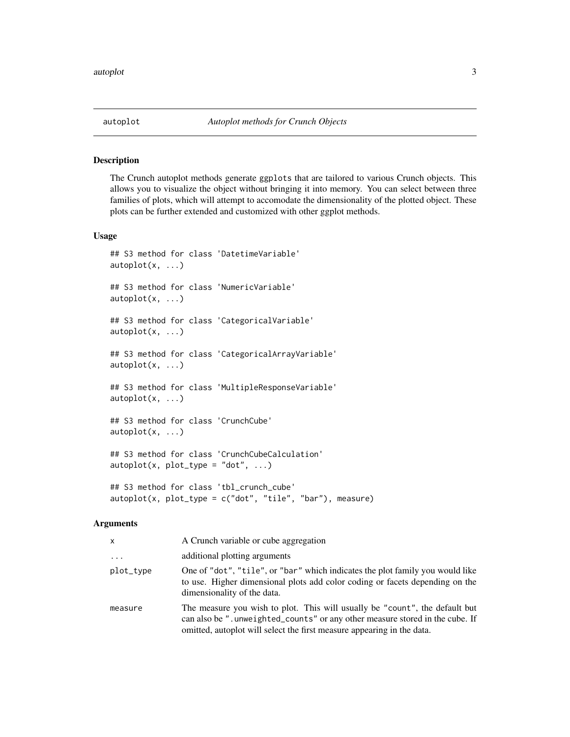# autoplot — *Autoplot methods for Crunch Objects*

## Description

The Crunch autoplot methods generate ggplots that are tailored to various Crunch objects. This allows you to visualize the object without bringing it into memory. You can select between three families of plots, which will attempt to accomodate the dimensionality of the plotted object. These plots can be further extended and customized with other ggplot methods.

## Usage

```
## S3 method for class 'DatetimeVariable'
autoplot(x, ...)

## S3 method for class 'NumericVariable'
autoplot(x, ...)

## S3 method for class 'CategoricalVariable'
autoplot(x, ...)

## S3 method for class 'CategoricalArrayVariable'
autoplot(x, ...)

## S3 method for class 'MultipleResponseVariable'
autoplot(x, ...)

## S3 method for class 'CrunchCube'
autoplot(x, ...)

## S3 method for class 'CrunchCubeCalculation'
autoplot(x, plot_type = "dot", ...)

## S3 method for class 'tbl_crunch_cube'
autoplot(x, plot_type = c("dot", "tile", "bar"), measure)
```

## Arguments

| | |
|---|---|
| x | A Crunch variable or cube aggregation |
| ... | additional plotting arguments |
| plot_type | One of "dot", "tile", or "bar" which indicates the plot family you would like to use. Higher dimensional plots add color coding or facets depending on the dimensionality of the data. |
| measure | The measure you wish to plot. This will usually be "count", the default but can also be ".unweighted_counts" or any other measure stored in the cube. If omitted, autoplot will select the first measure appearing in the data. |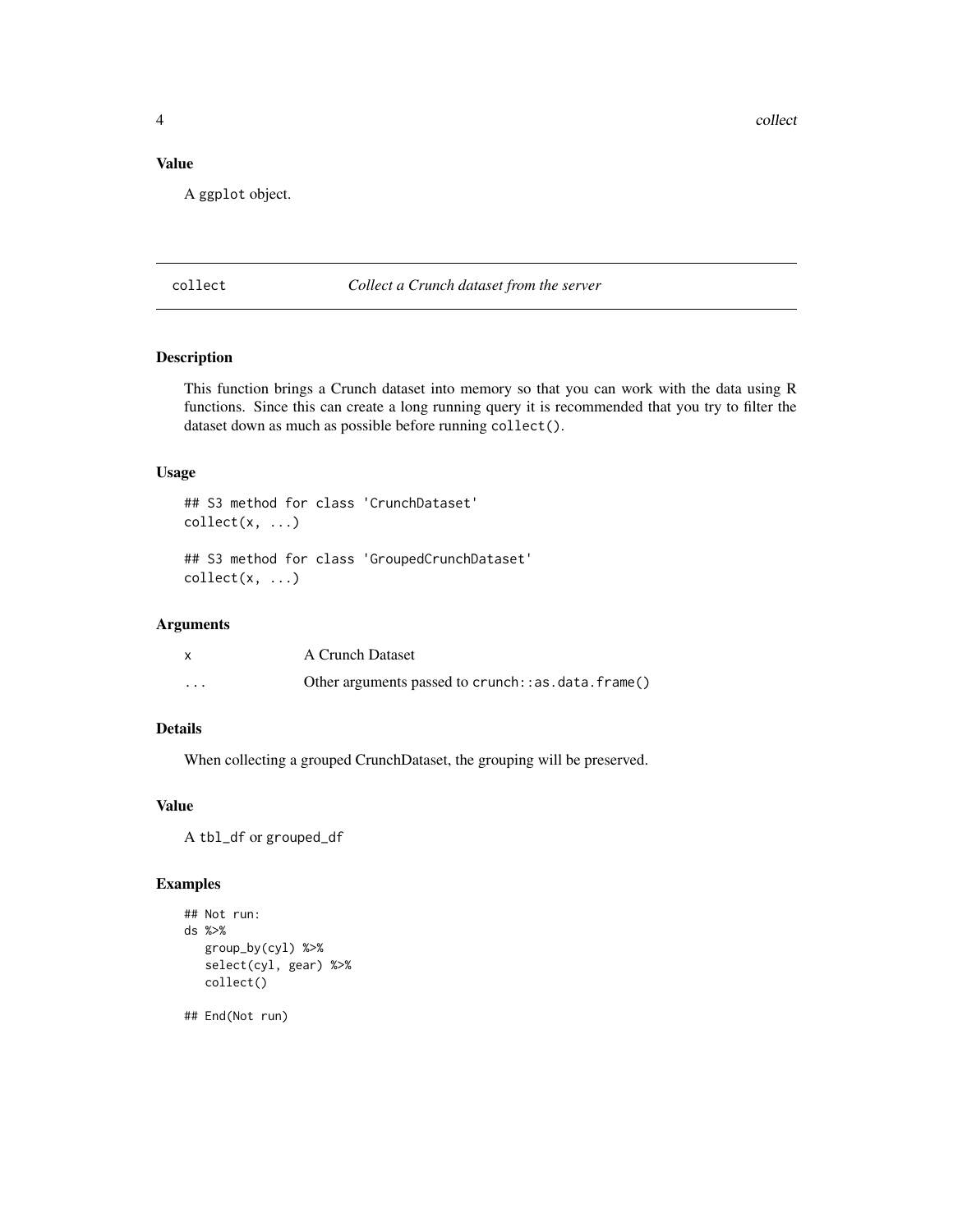### Value

A `ggplot` object.

---

## collect — *Collect a Crunch dataset from the server*

---

### Description

This function brings a Crunch dataset into memory so that you can work with the data using R functions. Since this can create a long running query it is recommended that you try to filter the dataset down as much as possible before running `collect()`.

### Usage

```
## S3 method for class 'CrunchDataset'
collect(x, ...)

## S3 method for class 'GroupedCrunchDataset'
collect(x, ...)
```

### Arguments

| | |
|---|---|
| x | A Crunch Dataset |
| ... | Other arguments passed to `crunch::as.data.frame()` |

### Details

When collecting a grouped CrunchDataset, the grouping will be preserved.

### Value

A `tbl_df` or `grouped_df`

### Examples

```
## Not run:
ds %>%
   group_by(cyl) %>%
   select(cyl, gear) %>%
   collect()

## End(Not run)
```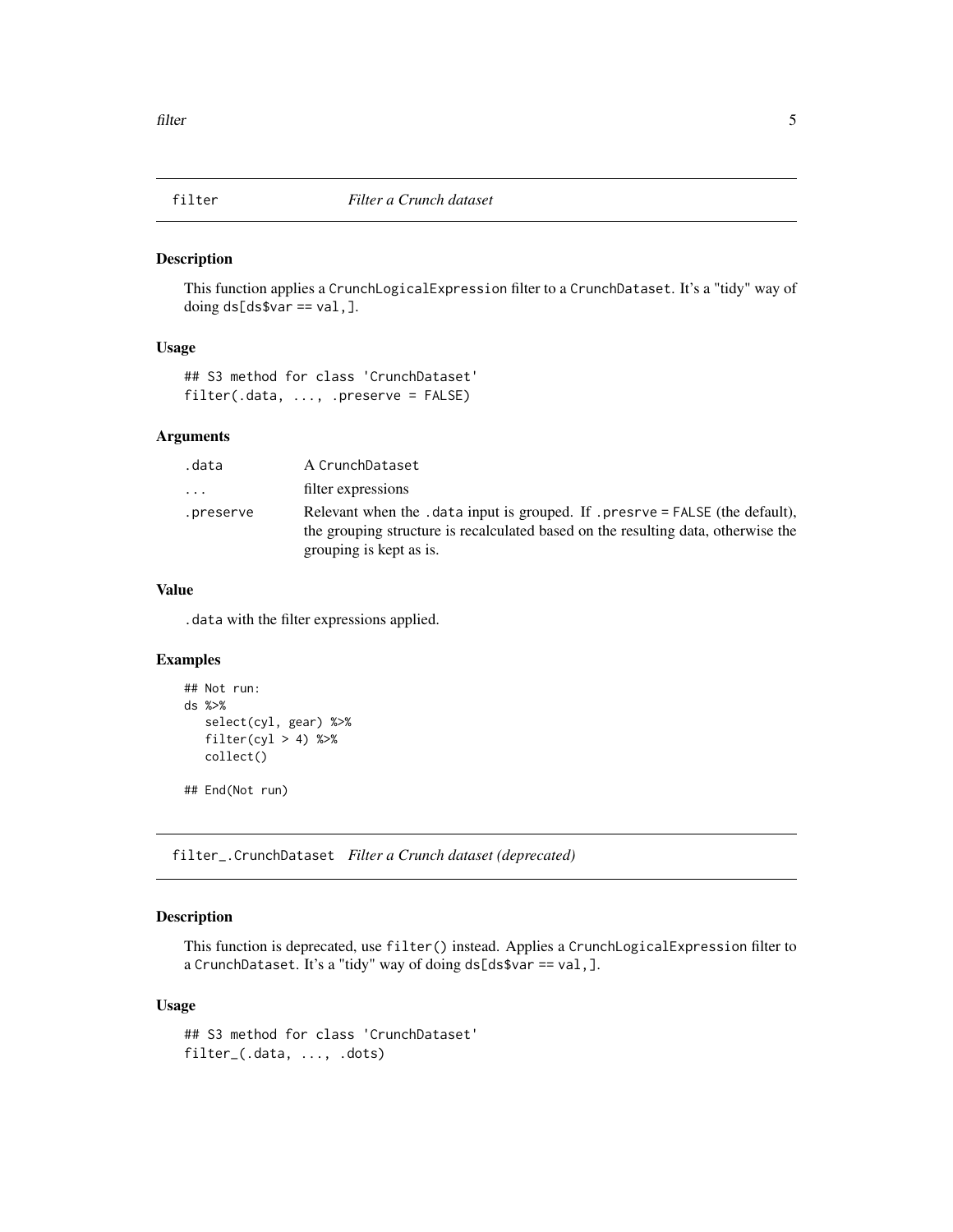## filter *Filter a Crunch dataset*

### Description

This function applies a `CrunchLogicalExpression` filter to a `CrunchDataset`. It's a "tidy" way of doing `ds[ds$var == val,]`.

### Usage

```
## S3 method for class 'CrunchDataset'
filter(.data, ..., .preserve = FALSE)
```

### Arguments

| | |
|---|---|
| `.data` | A `CrunchDataset` |
| `...` | filter expressions |
| `.preserve` | Relevant when the `.data` input is grouped. If `.presrve = FALSE` (the default), the grouping structure is recalculated based on the resulting data, otherwise the grouping is kept as is. |

### Value

`.data` with the filter expressions applied.

### Examples

```
## Not run:
ds %>%
   select(cyl, gear) %>%
   filter(cyl > 4) %>%
   collect()

## End(Not run)
```

## filter_.CrunchDataset *Filter a Crunch dataset (deprecated)*

### Description

This function is deprecated, use `filter()` instead. Applies a `CrunchLogicalExpression` filter to a `CrunchDataset`. It's a "tidy" way of doing `ds[ds$var == val,]`.

### Usage

```
## S3 method for class 'CrunchDataset'
filter_(.data, ..., .dots)
```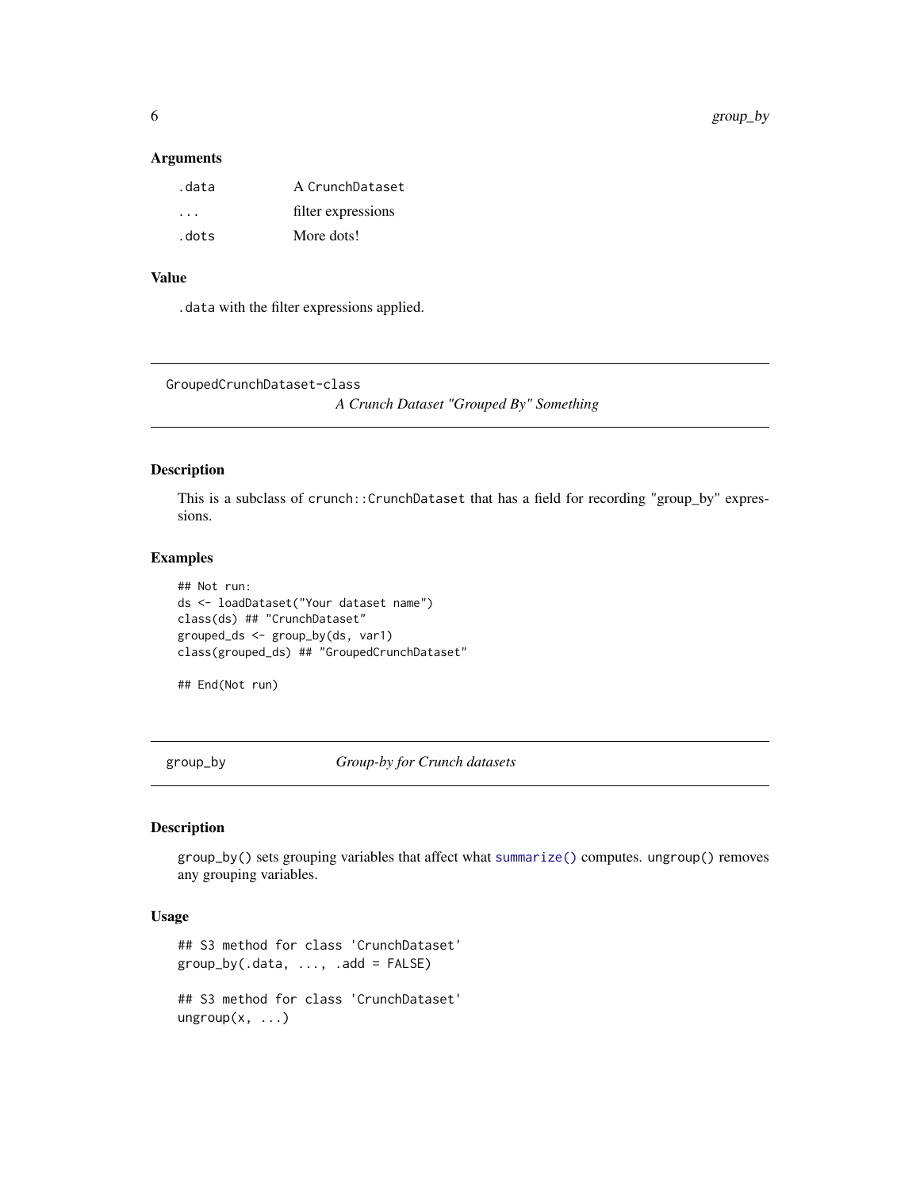### Arguments

| | |
|---|---|
| `.data` | A `CrunchDataset` |
| `...` | filter expressions |
| `.dots` | More dots! |

### Value

`.data` with the filter expressions applied.

---

## GroupedCrunchDataset-class

*A Crunch Dataset "Grouped By" Something*

### Description

This is a subclass of `crunch::CrunchDataset` that has a field for recording "group_by" expressions.

### Examples

```
## Not run:
ds <- loadDataset("Your dataset name")
class(ds) ## "CrunchDataset"
grouped_ds <- group_by(ds, var1)
class(grouped_ds) ## "GroupedCrunchDataset"

## End(Not run)
```

---

## group_by

*Group-by for Crunch datasets*

### Description

`group_by()` sets grouping variables that affect what `summarize()` computes. `ungroup()` removes any grouping variables.

### Usage

```
## S3 method for class 'CrunchDataset'
group_by(.data, ..., .add = FALSE)

## S3 method for class 'CrunchDataset'
ungroup(x, ...)
```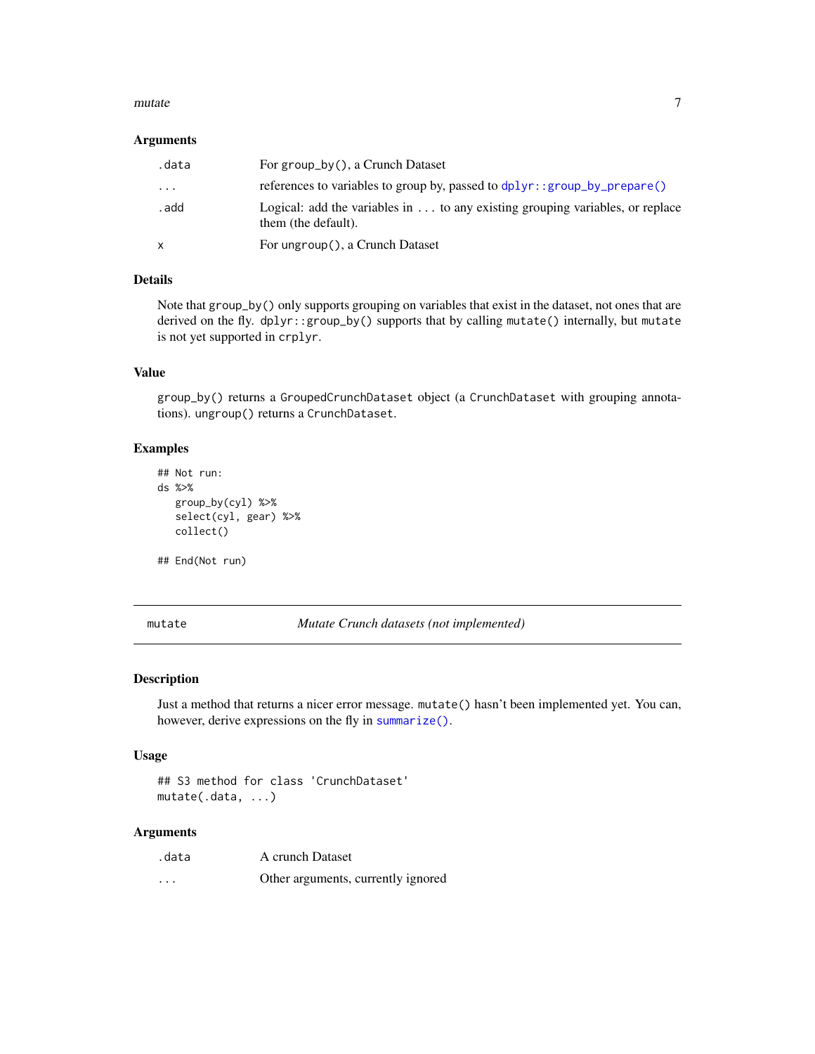### Arguments

| | |
|---|---|
| `.data` | For `group_by()`, a Crunch Dataset |
| `...` | references to variables to group by, passed to `dplyr::group_by_prepare()` |
| `.add` | Logical: add the variables in `...` to any existing grouping variables, or replace them (the default). |
| `x` | For `ungroup()`, a Crunch Dataset |

### Details

Note that `group_by()` only supports grouping on variables that exist in the dataset, not ones that are derived on the fly. `dplyr::group_by()` supports that by calling `mutate()` internally, but `mutate` is not yet supported in `crplyr`.

### Value

`group_by()` returns a `GroupedCrunchDataset` object (a `CrunchDataset` with grouping annotations). `ungroup()` returns a `CrunchDataset`.

### Examples

```
## Not run:
ds %>%
   group_by(cyl) %>%
   select(cyl, gear) %>%
   collect()

## End(Not run)
```

---

## `mutate` — *Mutate Crunch datasets (not implemented)*

---

### Description

Just a method that returns a nicer error message. `mutate()` hasn't been implemented yet. You can, however, derive expressions on the fly in `summarize()`.

### Usage

```
## S3 method for class 'CrunchDataset'
mutate(.data, ...)
```

### Arguments

| | |
|---|---|
| `.data` | A crunch Dataset |
| `...` | Other arguments, currently ignored |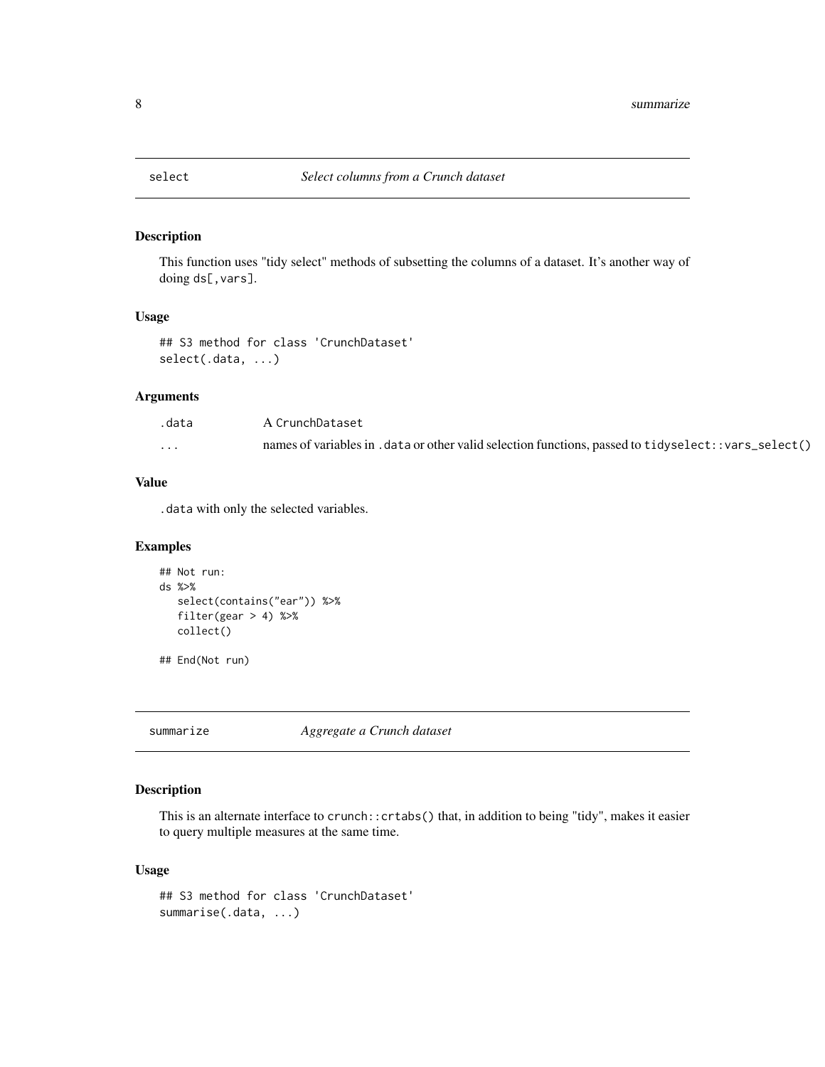## select — *Select columns from a Crunch dataset*

### Description

This function uses "tidy select" methods of subsetting the columns of a dataset. It's another way of doing `ds[,vars]`.

### Usage

```
## S3 method for class 'CrunchDataset'
select(.data, ...)
```

### Arguments

| | |
|---|---|
| `.data` | A `CrunchDataset` |
| `...` | names of variables in `.data` or other valid selection functions, passed to `tidyselect::vars_select()` |

### Value

`.data` with only the selected variables.

### Examples

```
## Not run:
ds %>%
   select(contains("ear")) %>%
   filter(gear > 4) %>%
   collect()

## End(Not run)
```

## summarize — *Aggregate a Crunch dataset*

### Description

This is an alternate interface to `crunch::crtabs()` that, in addition to being "tidy", makes it easier to query multiple measures at the same time.

### Usage

```
## S3 method for class 'CrunchDataset'
summarise(.data, ...)
```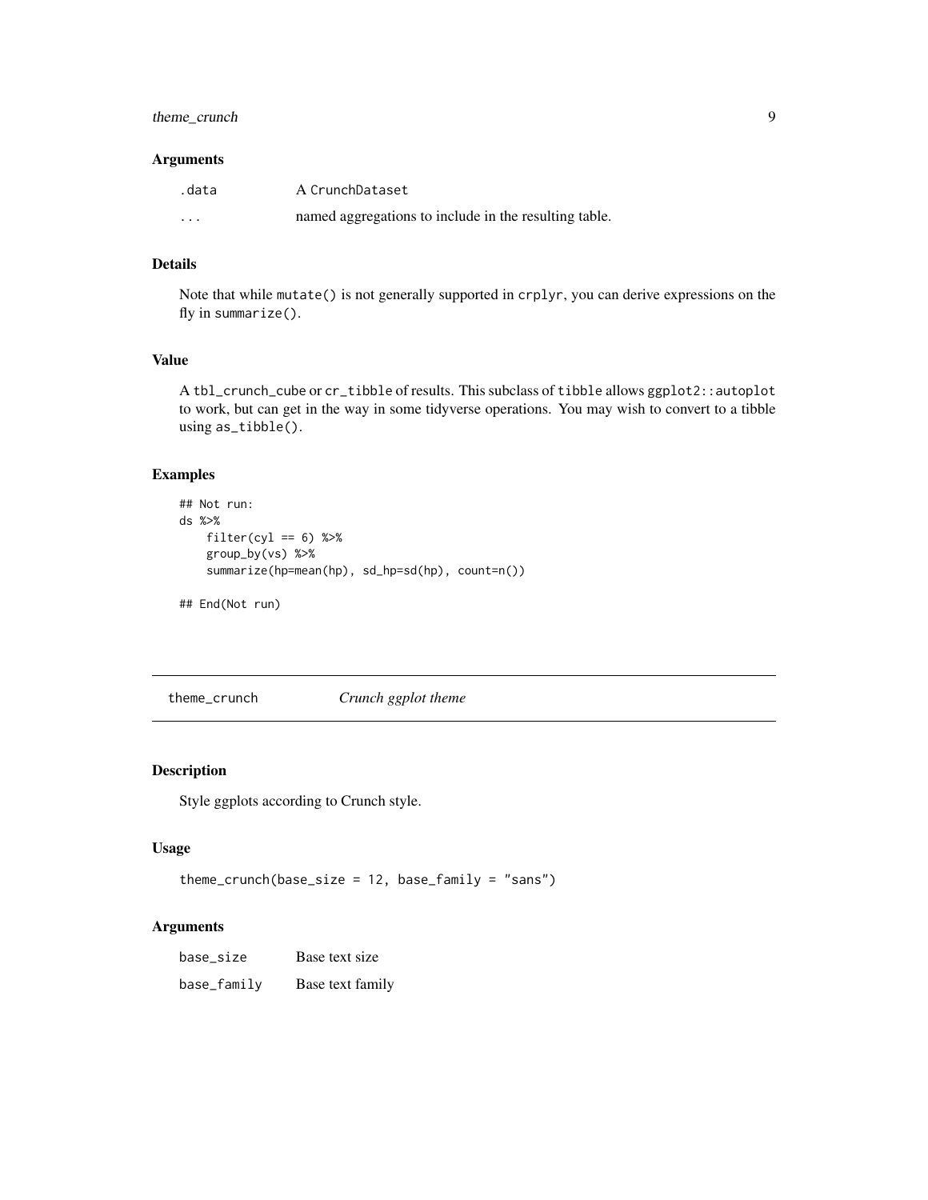### Arguments

| | |
|---|---|
| .data | A CrunchDataset |
| ... | named aggregations to include in the resulting table. |

### Details

Note that while `mutate()` is not generally supported in `crplyr`, you can derive expressions on the fly in `summarize()`.

### Value

A `tbl_crunch_cube` or `cr_tibble` of results. This subclass of `tibble` allows `ggplot2::autoplot` to work, but can get in the way in some tidyverse operations. You may wish to convert to a tibble using `as_tibble()`.

### Examples

```
## Not run:
ds %>%
    filter(cyl == 6) %>%
    group_by(vs) %>%
    summarize(hp=mean(hp), sd_hp=sd(hp), count=n())

## End(Not run)
```

---

## theme_crunch — *Crunch ggplot theme*

### Description

Style ggplots according to Crunch style.

### Usage

```
theme_crunch(base_size = 12, base_family = "sans")
```

### Arguments

| | |
|---|---|
| base_size | Base text size |
| base_family | Base text family |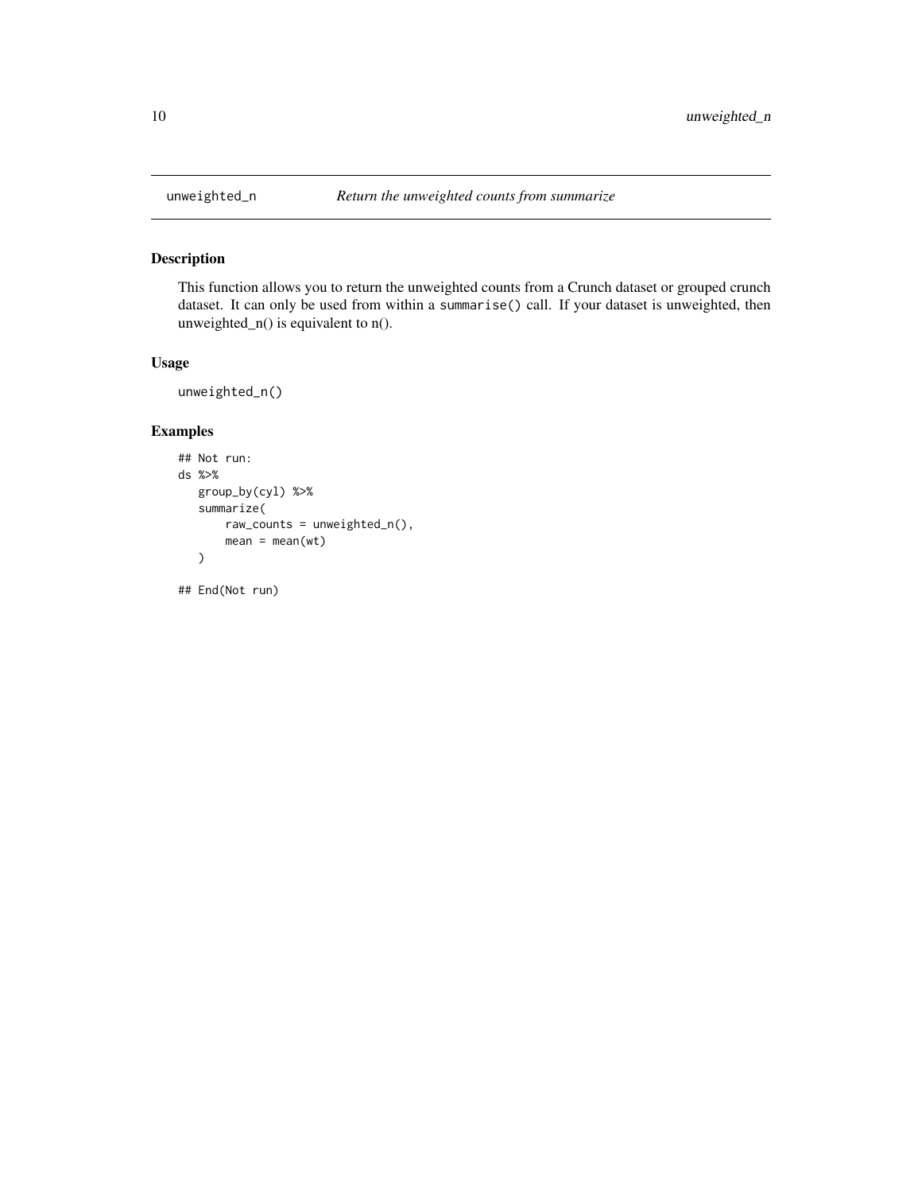`unweighted_n` *Return the unweighted counts from summarize*

## Description

This function allows you to return the unweighted counts from a Crunch dataset or grouped crunch dataset. It can only be used from within a `summarise()` call. If your dataset is unweighted, then unweighted_n() is equivalent to n().

## Usage

```
unweighted_n()
```

## Examples

```
## Not run:
ds %>%
   group_by(cyl) %>%
   summarize(
       raw_counts = unweighted_n(),
       mean = mean(wt)
   )

## End(Not run)
```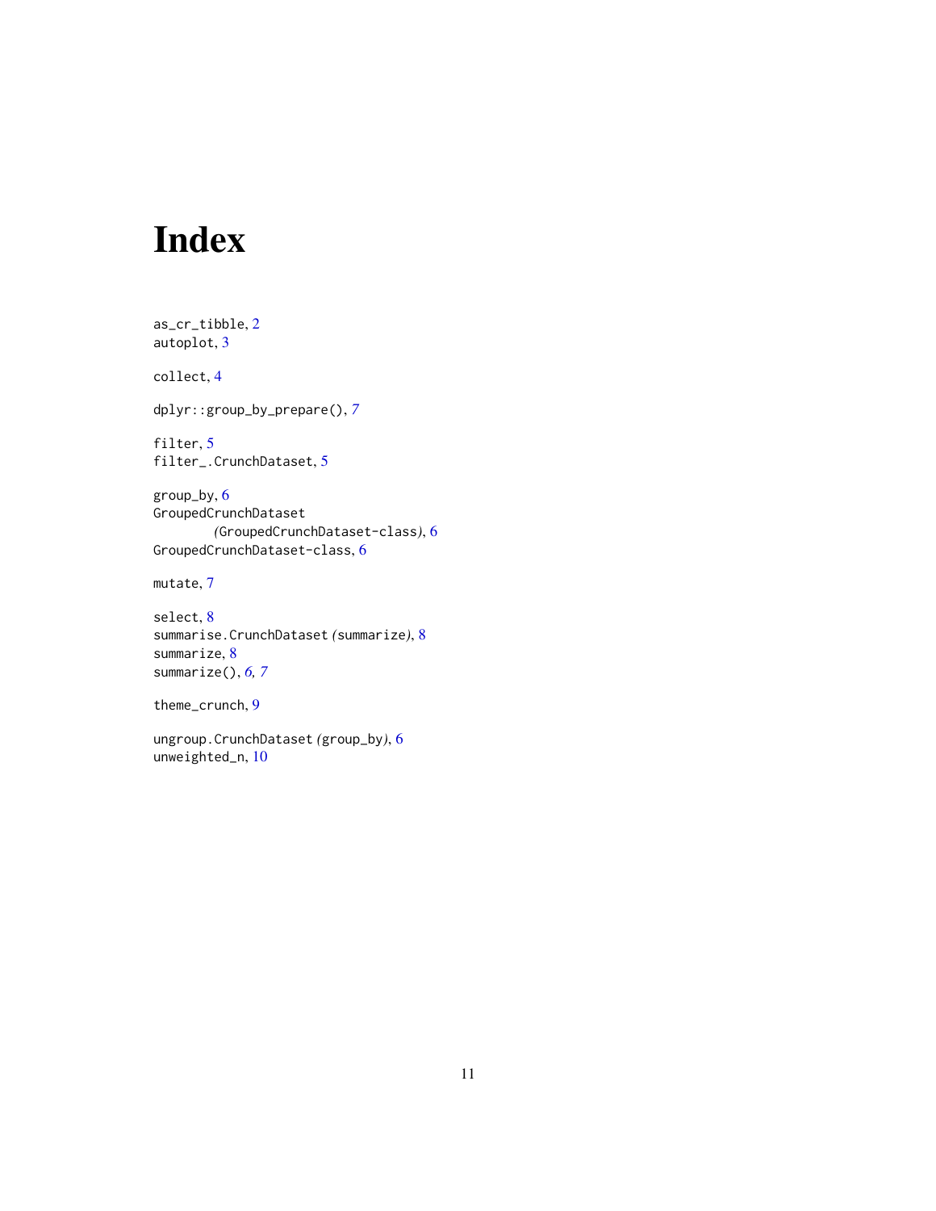# Index

as_cr_tibble, 2
autoplot, 3

collect, 4

dplyr::group_by_prepare(), *7*

filter, 5
filter_.CrunchDataset, 5

group_by, 6
GroupedCrunchDataset
    *(*GroupedCrunchDataset-class*)*, 6
GroupedCrunchDataset-class, 6

mutate, 7

select, 8
summarise.CrunchDataset *(*summarize*)*, 8
summarize, 8
summarize(), *6, 7*

theme_crunch, 9

ungroup.CrunchDataset *(*group_by*)*, 6
unweighted_n, 10